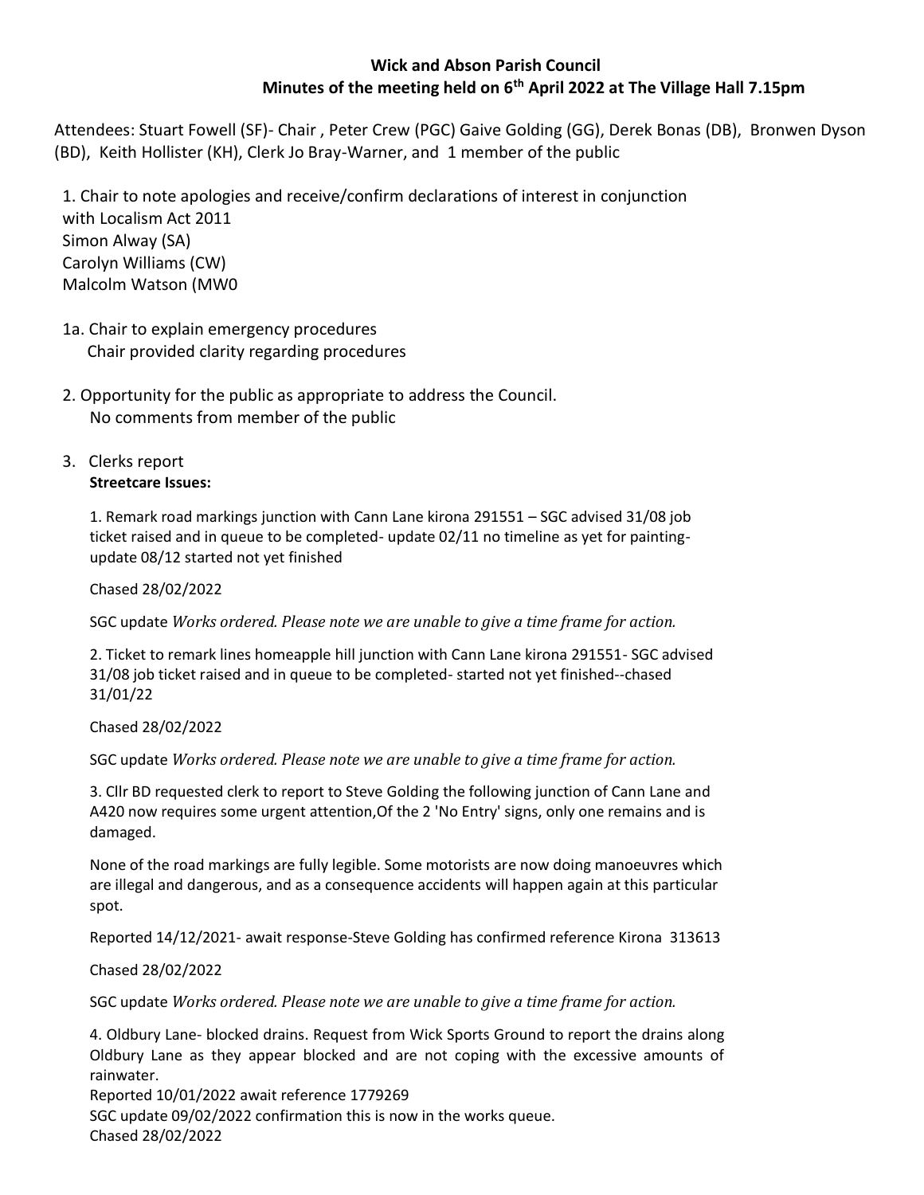**Wick and Abson Parish Council**
**Minutes of the meeting held on 6th April 2022 at The Village Hall 7.15pm**

Attendees: Stuart Fowell (SF)- Chair , Peter Crew (PGC) Gaive Golding (GG), Derek Bonas (DB), Bronwen Dyson (BD), Keith Hollister (KH), Clerk Jo Bray-Warner, and 1 member of the public

1. Chair to note apologies and receive/confirm declarations of interest in conjunction with Localism Act 2011
Simon Alway (SA)
Carolyn Williams (CW)
Malcolm Watson (MW0

1a. Chair to explain emergency procedures
Chair provided clarity regarding procedures

2. Opportunity for the public as appropriate to address the Council.
No comments from member of the public

3. Clerks report

**Streetcare Issues:**

1. Remark road markings junction with Cann Lane kirona 291551 – SGC advised 31/08 job ticket raised and in queue to be completed- update 02/11 no timeline as yet for painting- update 08/12 started not yet finished

Chased 28/02/2022

SGC update *Works ordered. Please note we are unable to give a time frame for action.*

2. Ticket to remark lines homeapple hill junction with Cann Lane kirona 291551- SGC advised 31/08 job ticket raised and in queue to be completed- started not yet finished--chased 31/01/22

Chased 28/02/2022

SGC update *Works ordered. Please note we are unable to give a time frame for action.*

3. Cllr BD requested clerk to report to Steve Golding the following junction of Cann Lane and A420 now requires some urgent attention,Of the 2 'No Entry' signs, only one remains and is damaged.

None of the road markings are fully legible. Some motorists are now doing manoeuvres which are illegal and dangerous, and as a consequence accidents will happen again at this particular spot.

Reported 14/12/2021- await response-Steve Golding has confirmed reference Kirona 313613

Chased 28/02/2022

SGC update *Works ordered. Please note we are unable to give a time frame for action.*

4. Oldbury Lane- blocked drains. Request from Wick Sports Ground to report the drains along Oldbury Lane as they appear blocked and are not coping with the excessive amounts of rainwater.
Reported 10/01/2022 await reference 1779269
SGC update 09/02/2022 confirmation this is now in the works queue.
Chased 28/02/2022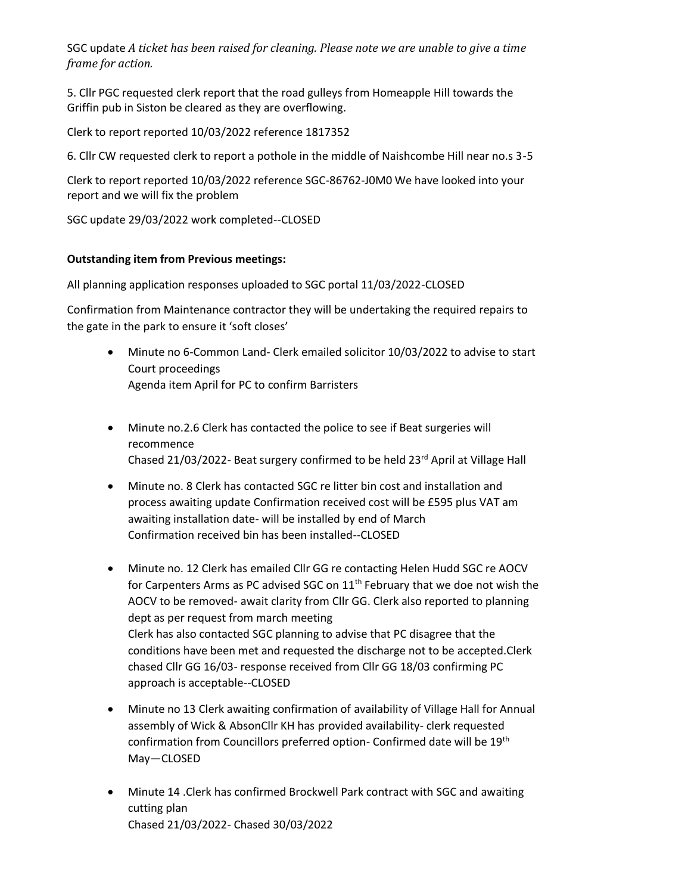SGC update *A ticket has been raised for cleaning. Please note we are unable to give a time frame for action.*

5. Cllr PGC requested clerk report that the road gulleys from Homeapple Hill towards the Griffin pub in Siston be cleared as they are overflowing.

Clerk to report reported 10/03/2022 reference 1817352

6. Cllr CW requested clerk to report a pothole in the middle of Naishcombe Hill near no.s 3-5

Clerk to report reported 10/03/2022 reference SGC-86762-J0M0 We have looked into your report and we will fix the problem

SGC update 29/03/2022 work completed--CLOSED

**Outstanding item from Previous meetings:**

All planning application responses uploaded to SGC portal 11/03/2022-CLOSED

Confirmation from Maintenance contractor they will be undertaking the required repairs to the gate in the park to ensure it 'soft closes'

- Minute no 6-Common Land- Clerk emailed solicitor 10/03/2022 to advise to start Court proceedings
  Agenda item April for PC to confirm Barristers

- Minute no.2.6 Clerk has contacted the police to see if Beat surgeries will recommence
  Chased 21/03/2022- Beat surgery confirmed to be held 23rd April at Village Hall

- Minute no. 8 Clerk has contacted SGC re litter bin cost and installation and process awaiting update Confirmation received cost will be £595 plus VAT am awaiting installation date- will be installed by end of March
  Confirmation received bin has been installed--CLOSED

- Minute no. 12 Clerk has emailed Cllr GG re contacting Helen Hudd SGC re AOCV for Carpenters Arms as PC advised SGC on 11th February that we doe not wish the AOCV to be removed- await clarity from Cllr GG. Clerk also reported to planning dept as per request from march meeting
  Clerk has also contacted SGC planning to advise that PC disagree that the conditions have been met and requested the discharge not to be accepted.Clerk chased Cllr GG 16/03- response received from Cllr GG 18/03 confirming PC approach is acceptable--CLOSED

- Minute no 13 Clerk awaiting confirmation of availability of Village Hall for Annual assembly of Wick & AbsonCllr KH has provided availability- clerk requested confirmation from Councillors preferred option- Confirmed date will be 19th May—CLOSED

- Minute 14 .Clerk has confirmed Brockwell Park contract with SGC and awaiting cutting plan
  Chased 21/03/2022- Chased 30/03/2022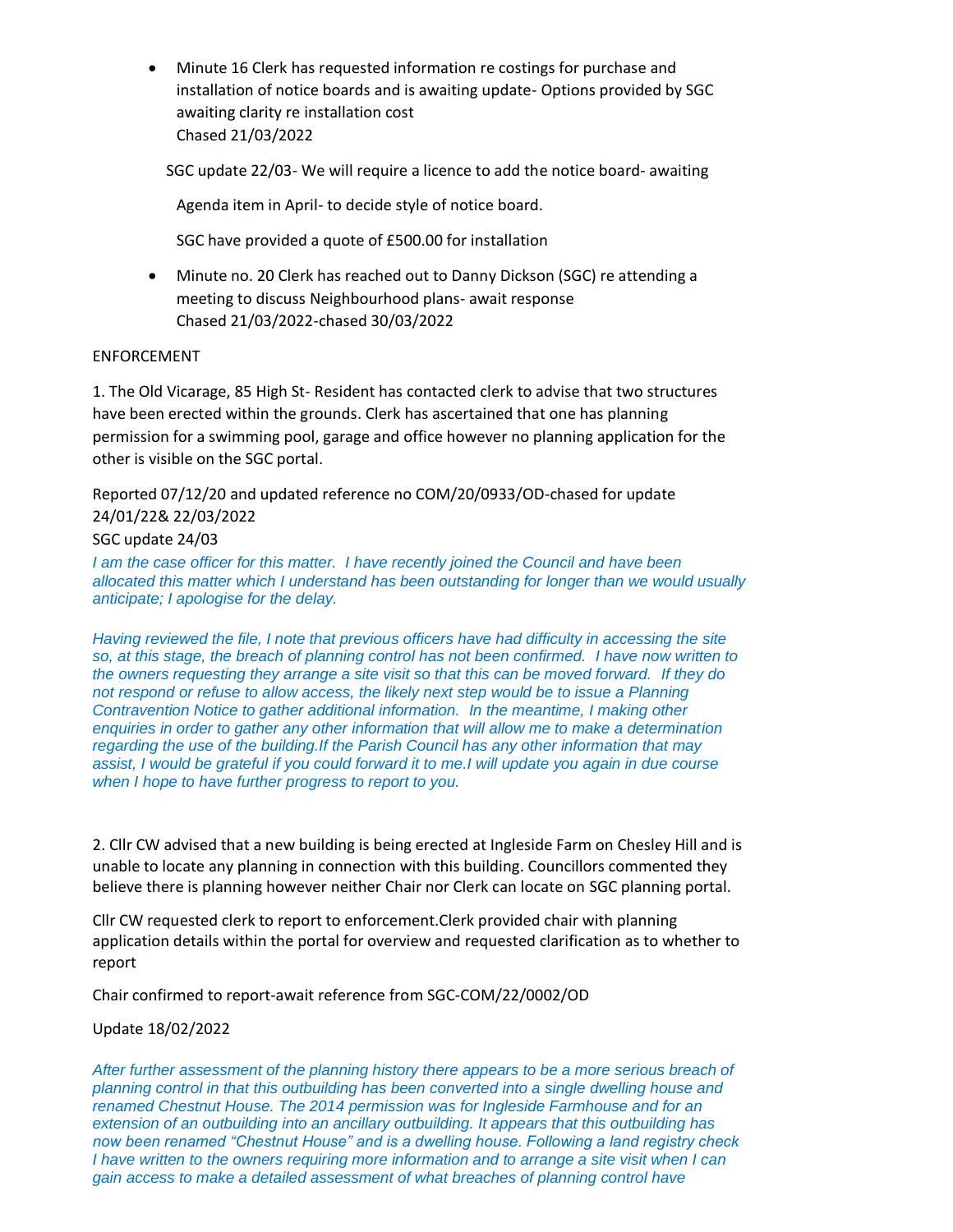- Minute 16 Clerk has requested information re costings for purchase and installation of notice boards and is awaiting update- Options provided by SGC awaiting clarity re installation cost
  Chased 21/03/2022

  SGC update 22/03- We will require a licence to add the notice board- awaiting

  Agenda item in April- to decide style of notice board.

  SGC have provided a quote of £500.00 for installation

- Minute no. 20 Clerk has reached out to Danny Dickson (SGC) re attending a meeting to discuss Neighbourhood plans- await response
  Chased 21/03/2022-chased 30/03/2022

ENFORCEMENT

1. The Old Vicarage, 85 High St- Resident has contacted clerk to advise that two structures have been erected within the grounds. Clerk has ascertained that one has planning permission for a swimming pool, garage and office however no planning application for the other is visible on the SGC portal.

Reported 07/12/20 and updated reference no COM/20/0933/OD-chased for update 24/01/22& 22/03/2022

SGC update 24/03

*I am the case officer for this matter. I have recently joined the Council and have been allocated this matter which I understand has been outstanding for longer than we would usually anticipate; I apologise for the delay.*

*Having reviewed the file, I note that previous officers have had difficulty in accessing the site so, at this stage, the breach of planning control has not been confirmed. I have now written to the owners requesting they arrange a site visit so that this can be moved forward. If they do not respond or refuse to allow access, the likely next step would be to issue a Planning Contravention Notice to gather additional information. In the meantime, I making other enquiries in order to gather any other information that will allow me to make a determination regarding the use of the building.If the Parish Council has any other information that may assist, I would be grateful if you could forward it to me.I will update you again in due course when I hope to have further progress to report to you.*

2. Cllr CW advised that a new building is being erected at Ingleside Farm on Chesley Hill and is unable to locate any planning in connection with this building. Councillors commented they believe there is planning however neither Chair nor Clerk can locate on SGC planning portal.

Cllr CW requested clerk to report to enforcement.Clerk provided chair with planning application details within the portal for overview and requested clarification as to whether to report

Chair confirmed to report-await reference from SGC-COM/22/0002/OD

Update 18/02/2022

*After further assessment of the planning history there appears to be a more serious breach of planning control in that this outbuilding has been converted into a single dwelling house and renamed Chestnut House. The 2014 permission was for Ingleside Farmhouse and for an extension of an outbuilding into an ancillary outbuilding. It appears that this outbuilding has now been renamed "Chestnut House" and is a dwelling house. Following a land registry check I have written to the owners requiring more information and to arrange a site visit when I can gain access to make a detailed assessment of what breaches of planning control have*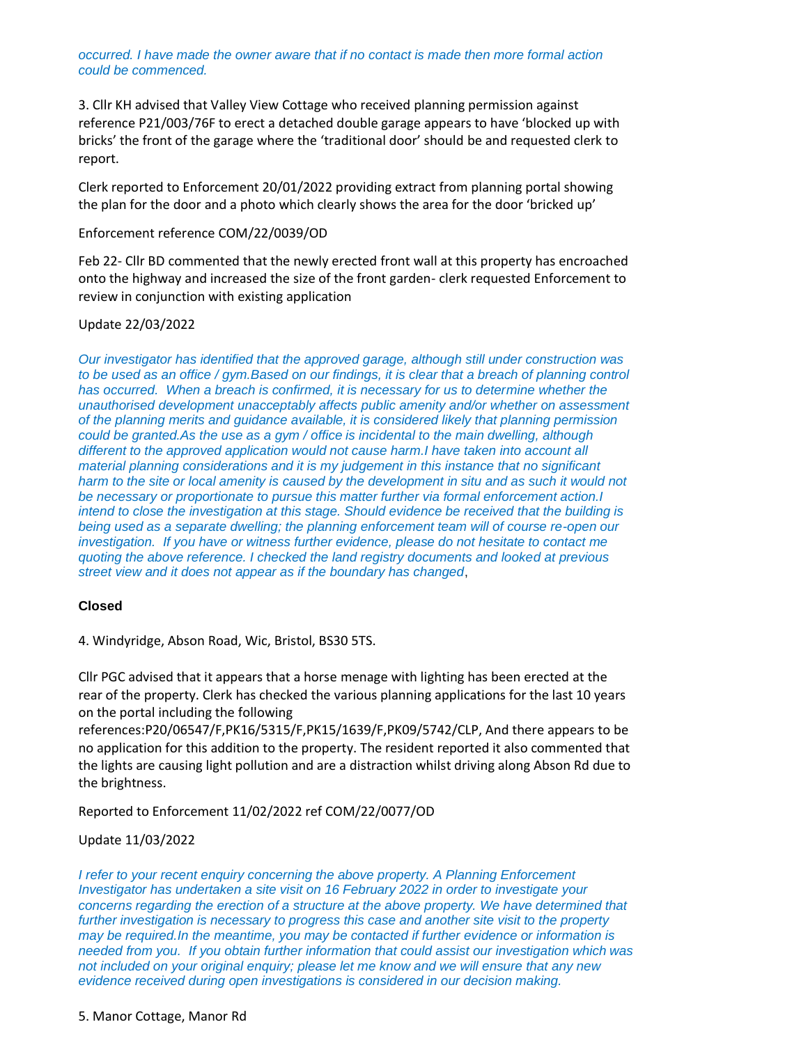*occurred. I have made the owner aware that if no contact is made then more formal action could be commenced.*

3. Cllr KH advised that Valley View Cottage who received planning permission against reference P21/003/76F to erect a detached double garage appears to have 'blocked up with bricks' the front of the garage where the 'traditional door' should be and requested clerk to report.

Clerk reported to Enforcement 20/01/2022 providing extract from planning portal showing the plan for the door and a photo which clearly shows the area for the door 'bricked up'

Enforcement reference COM/22/0039/OD

Feb 22- Cllr BD commented that the newly erected front wall at this property has encroached onto the highway and increased the size of the front garden- clerk requested Enforcement to review in conjunction with existing application

Update 22/03/2022

*Our investigator has identified that the approved garage, although still under construction was to be used as an office / gym.Based on our findings, it is clear that a breach of planning control has occurred. When a breach is confirmed, it is necessary for us to determine whether the unauthorised development unacceptably affects public amenity and/or whether on assessment of the planning merits and guidance available, it is considered likely that planning permission could be granted.As the use as a gym / office is incidental to the main dwelling, although different to the approved application would not cause harm.I have taken into account all material planning considerations and it is my judgement in this instance that no significant harm to the site or local amenity is caused by the development in situ and as such it would not be necessary or proportionate to pursue this matter further via formal enforcement action.I intend to close the investigation at this stage. Should evidence be received that the building is being used as a separate dwelling; the planning enforcement team will of course re-open our investigation. If you have or witness further evidence, please do not hesitate to contact me quoting the above reference. I checked the land registry documents and looked at previous street view and it does not appear as if the boundary has changed*,

**Closed**

4. Windyridge, Abson Road, Wic, Bristol, BS30 5TS.

Cllr PGC advised that it appears that a horse menage with lighting has been erected at the rear of the property. Clerk has checked the various planning applications for the last 10 years on the portal including the following references:P20/06547/F,PK16/5315/F,PK15/1639/F,PK09/5742/CLP, And there appears to be no application for this addition to the property. The resident reported it also commented that the lights are causing light pollution and are a distraction whilst driving along Abson Rd due to the brightness.

Reported to Enforcement 11/02/2022 ref COM/22/0077/OD

Update 11/03/2022

*I refer to your recent enquiry concerning the above property. A Planning Enforcement Investigator has undertaken a site visit on 16 February 2022 in order to investigate your concerns regarding the erection of a structure at the above property. We have determined that further investigation is necessary to progress this case and another site visit to the property may be required.In the meantime, you may be contacted if further evidence or information is needed from you. If you obtain further information that could assist our investigation which was not included on your original enquiry; please let me know and we will ensure that any new evidence received during open investigations is considered in our decision making.*

5. Manor Cottage, Manor Rd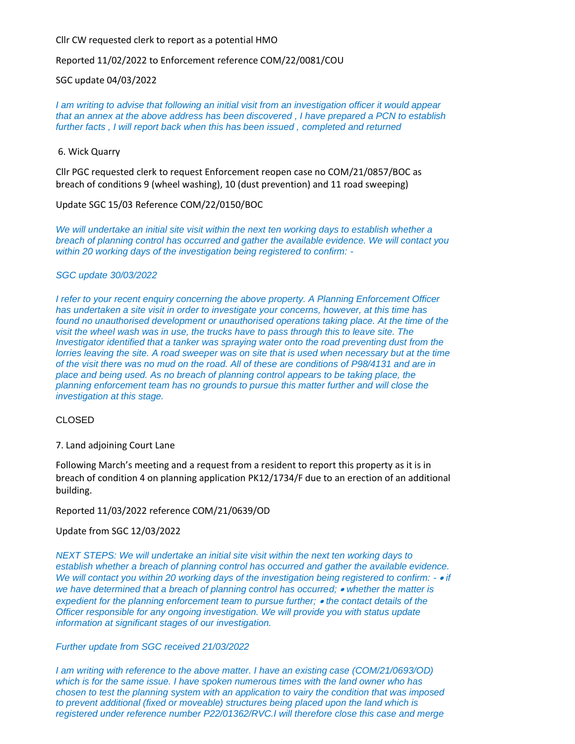Cllr CW requested clerk to report as a potential HMO

Reported 11/02/2022 to Enforcement reference COM/22/0081/COU

SGC update 04/03/2022

*I am writing to advise that following an initial visit from an investigation officer it would appear that an annex at the above address has been discovered , I have prepared a PCN to establish further facts , I will report back when this has been issued , completed and returned*

6. Wick Quarry

Cllr PGC requested clerk to request Enforcement reopen case no COM/21/0857/BOC as breach of conditions 9 (wheel washing), 10 (dust prevention) and 11 road sweeping)

Update SGC 15/03 Reference COM/22/0150/BOC

*We will undertake an initial site visit within the next ten working days to establish whether a breach of planning control has occurred and gather the available evidence. We will contact you within 20 working days of the investigation being registered to confirm: -*

*SGC update 30/03/2022*

*I refer to your recent enquiry concerning the above property. A Planning Enforcement Officer has undertaken a site visit in order to investigate your concerns, however, at this time has found no unauthorised development or unauthorised operations taking place. At the time of the visit the wheel wash was in use, the trucks have to pass through this to leave site. The Investigator identified that a tanker was spraying water onto the road preventing dust from the lorries leaving the site. A road sweeper was on site that is used when necessary but at the time of the visit there was no mud on the road. All of these are conditions of P98/4131 and are in place and being used. As no breach of planning control appears to be taking place, the planning enforcement team has no grounds to pursue this matter further and will close the investigation at this stage.*

CLOSED

7. Land adjoining Court Lane

Following March's meeting and a request from a resident to report this property as it is in breach of condition 4 on planning application PK12/1734/F due to an erection of an additional building.

Reported 11/03/2022 reference COM/21/0639/OD

Update from SGC 12/03/2022

*NEXT STEPS: We will undertake an initial site visit within the next ten working days to establish whether a breach of planning control has occurred and gather the available evidence. We will contact you within 20 working days of the investigation being registered to confirm: - • if we have determined that a breach of planning control has occurred; • whether the matter is expedient for the planning enforcement team to pursue further; • the contact details of the Officer responsible for any ongoing investigation. We will provide you with status update information at significant stages of our investigation.*

*Further update from SGC received 21/03/2022*

*I am writing with reference to the above matter. I have an existing case (COM/21/0693/OD) which is for the same issue. I have spoken numerous times with the land owner who has chosen to test the planning system with an application to vairy the condition that was imposed to prevent additional (fixed or moveable) structures being placed upon the land which is registered under reference number P22/01362/RVC.I will therefore close this case and merge*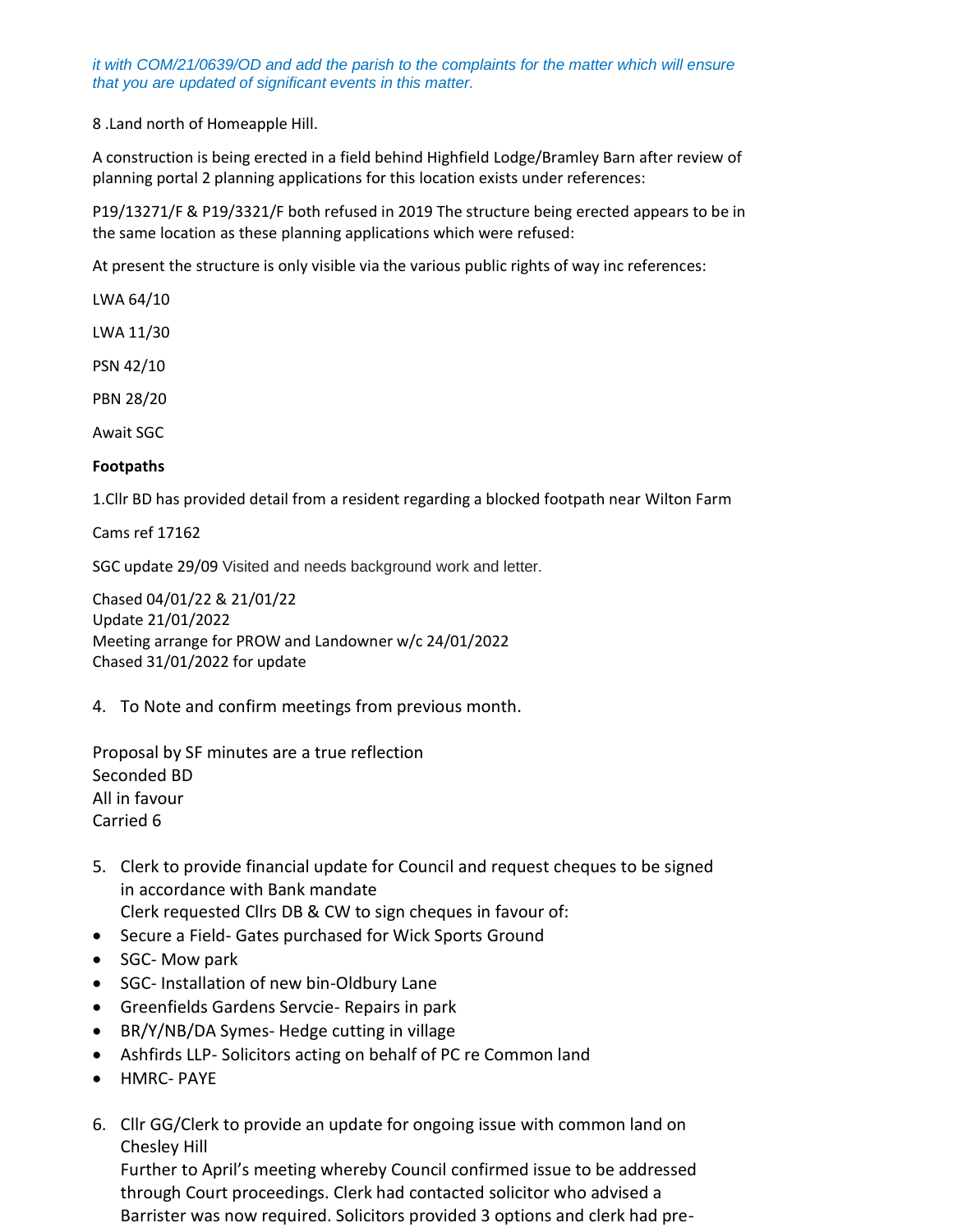*it with COM/21/0639/OD and add the parish to the complaints for the matter which will ensure that you are updated of significant events in this matter.*

8 .Land north of Homeapple Hill.

A construction is being erected in a field behind Highfield Lodge/Bramley Barn after review of planning portal 2 planning applications for this location exists under references:

P19/13271/F & P19/3321/F both refused in 2019 The structure being erected appears to be in the same location as these planning applications which were refused:

At present the structure is only visible via the various public rights of way inc references:

LWA 64/10

LWA 11/30

PSN 42/10

PBN 28/20

Await SGC

**Footpaths**

1.Cllr BD has provided detail from a resident regarding a blocked footpath near Wilton Farm

Cams ref 17162

SGC update 29/09 Visited and needs background work and letter.

Chased 04/01/22 & 21/01/22
Update 21/01/2022
Meeting arrange for PROW and Landowner w/c 24/01/2022
Chased 31/01/2022 for update

4. To Note and confirm meetings from previous month.

Proposal by SF minutes are a true reflection
Seconded BD
All in favour
Carried 6

5. Clerk to provide financial update for Council and request cheques to be signed in accordance with Bank mandate
   Clerk requested Cllrs DB & CW to sign cheques in favour of:

- Secure a Field- Gates purchased for Wick Sports Ground
- SGC- Mow park
- SGC- Installation of new bin-Oldbury Lane
- Greenfields Gardens Servcie- Repairs in park
- BR/Y/NB/DA Symes- Hedge cutting in village
- Ashfirds LLP- Solicitors acting on behalf of PC re Common land
- HMRC- PAYE

6. Cllr GG/Clerk to provide an update for ongoing issue with common land on Chesley Hill
   Further to April's meeting whereby Council confirmed issue to be addressed through Court proceedings. Clerk had contacted solicitor who advised a Barrister was now required. Solicitors provided 3 options and clerk had pre-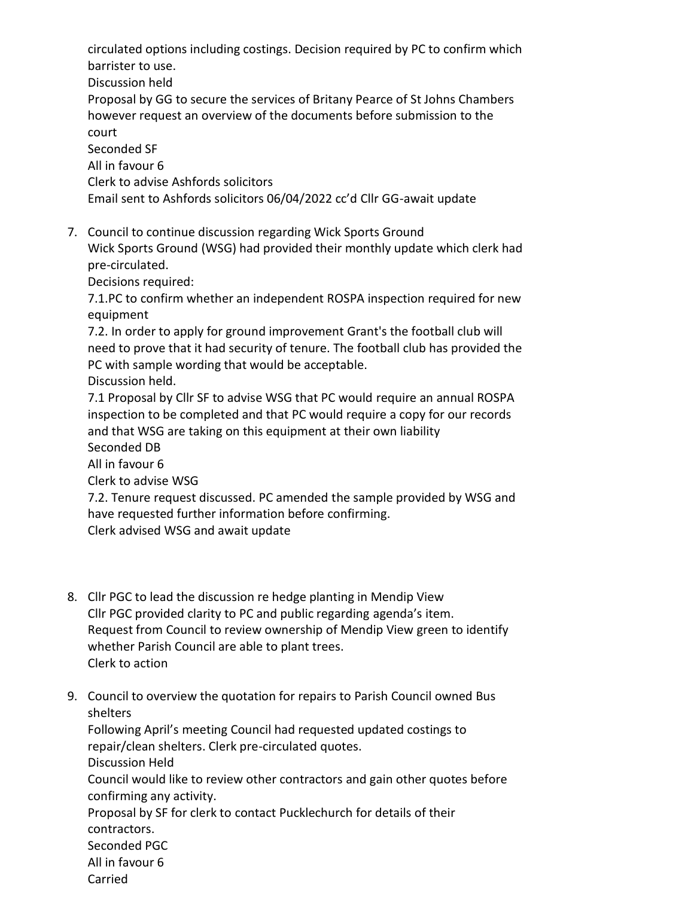circulated options including costings. Decision required by PC to confirm which barrister to use.
Discussion held
Proposal by GG to secure the services of Britany Pearce of St Johns Chambers however request an overview of the documents before submission to the court
Seconded SF
All in favour 6
Clerk to advise Ashfords solicitors
Email sent to Ashfords solicitors 06/04/2022 cc'd Cllr GG-await update

7. Council to continue discussion regarding Wick Sports Ground
   Wick Sports Ground (WSG) had provided their monthly update which clerk had pre-circulated.
   Decisions required:
   7.1.PC to confirm whether an independent ROSPA inspection required for new equipment
   7.2. In order to apply for ground improvement Grant's the football club will need to prove that it had security of tenure. The football club has provided the PC with sample wording that would be acceptable.
   Discussion held.
   7.1 Proposal by Cllr SF to advise WSG that PC would require an annual ROSPA inspection to be completed and that PC would require a copy for our records and that WSG are taking on this equipment at their own liability
   Seconded DB
   All in favour 6
   Clerk to advise WSG
   7.2. Tenure request discussed. PC amended the sample provided by WSG and have requested further information before confirming.
   Clerk advised WSG and await update

8. Cllr PGC to lead the discussion re hedge planting in Mendip View
   Cllr PGC provided clarity to PC and public regarding agenda's item.
   Request from Council to review ownership of Mendip View green to identify whether Parish Council are able to plant trees.
   Clerk to action

9. Council to overview the quotation for repairs to Parish Council owned Bus shelters
   Following April's meeting Council had requested updated costings to repair/clean shelters. Clerk pre-circulated quotes.
   Discussion Held
   Council would like to review other contractors and gain other quotes before confirming any activity.
   Proposal by SF for clerk to contact Pucklechurch for details of their contractors.
   Seconded PGC
   All in favour 6
   Carried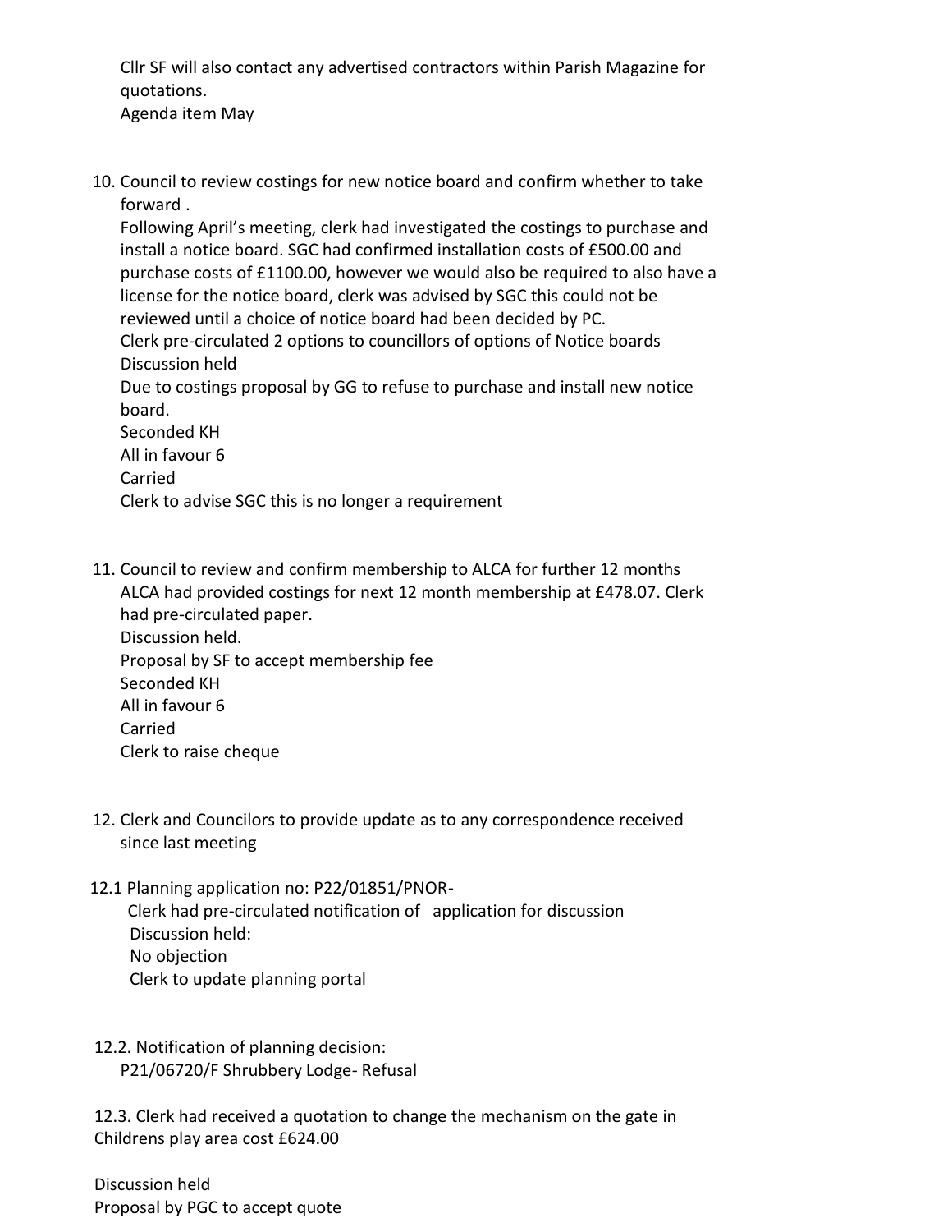Cllr SF will also contact any advertised contractors within Parish Magazine for quotations.
Agenda item May

10. Council to review costings for new notice board and confirm whether to take forward .
    Following April's meeting, clerk had investigated the costings to purchase and install a notice board. SGC had confirmed installation costs of £500.00 and purchase costs of £1100.00, however we would also be required to also have a license for the notice board, clerk was advised by SGC this could not be reviewed until a choice of notice board had been decided by PC.
    Clerk pre-circulated 2 options to councillors of options of Notice boards
    Discussion held
    Due to costings proposal by GG to refuse to purchase and install new notice board.
    Seconded KH
    All in favour 6
    Carried
    Clerk to advise SGC this is no longer a requirement

11. Council to review and confirm membership to ALCA for further 12 months
    ALCA had provided costings for next 12 month membership at £478.07. Clerk had pre-circulated paper.
    Discussion held.
    Proposal by SF to accept membership fee
    Seconded KH
    All in favour 6
    Carried
    Clerk to raise cheque

12. Clerk and Councilors to provide update as to any correspondence received since last meeting

12.1 Planning application no: P22/01851/PNOR-
    Clerk had pre-circulated notification of application for discussion
    Discussion held:
    No objection
    Clerk to update planning portal

12.2. Notification of planning decision:
    P21/06720/F Shrubbery Lodge- Refusal

12.3. Clerk had received a quotation to change the mechanism on the gate in Childrens play area cost £624.00

Discussion held
Proposal by PGC to accept quote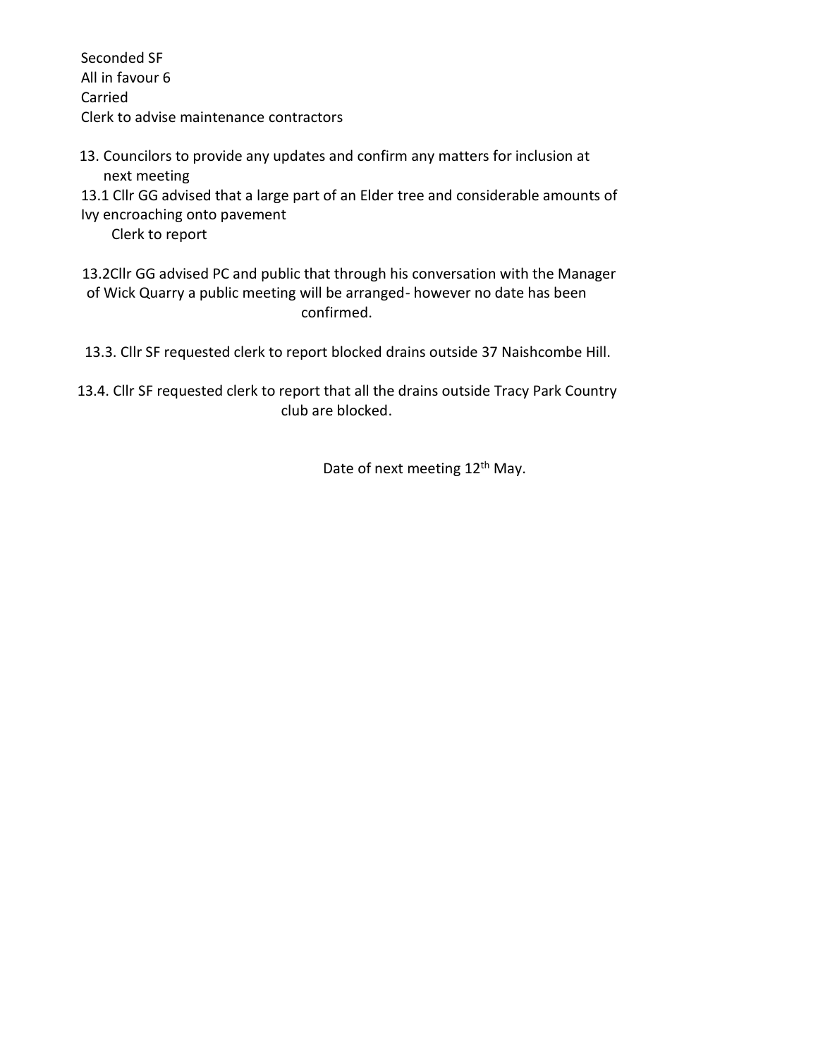Seconded SF
All in favour 6
Carried
Clerk to advise maintenance contractors

13. Councilors to provide any updates and confirm any matters for inclusion at next meeting

13.1 Cllr GG advised that a large part of an Elder tree and considerable amounts of Ivy encroaching onto pavement
Clerk to report

13.2Cllr GG advised PC and public that through his conversation with the Manager of Wick Quarry a public meeting will be arranged- however no date has been confirmed.

13.3. Cllr SF requested clerk to report blocked drains outside 37 Naishcombe Hill.

13.4. Cllr SF requested clerk to report that all the drains outside Tracy Park Country club are blocked.

Date of next meeting 12th May.